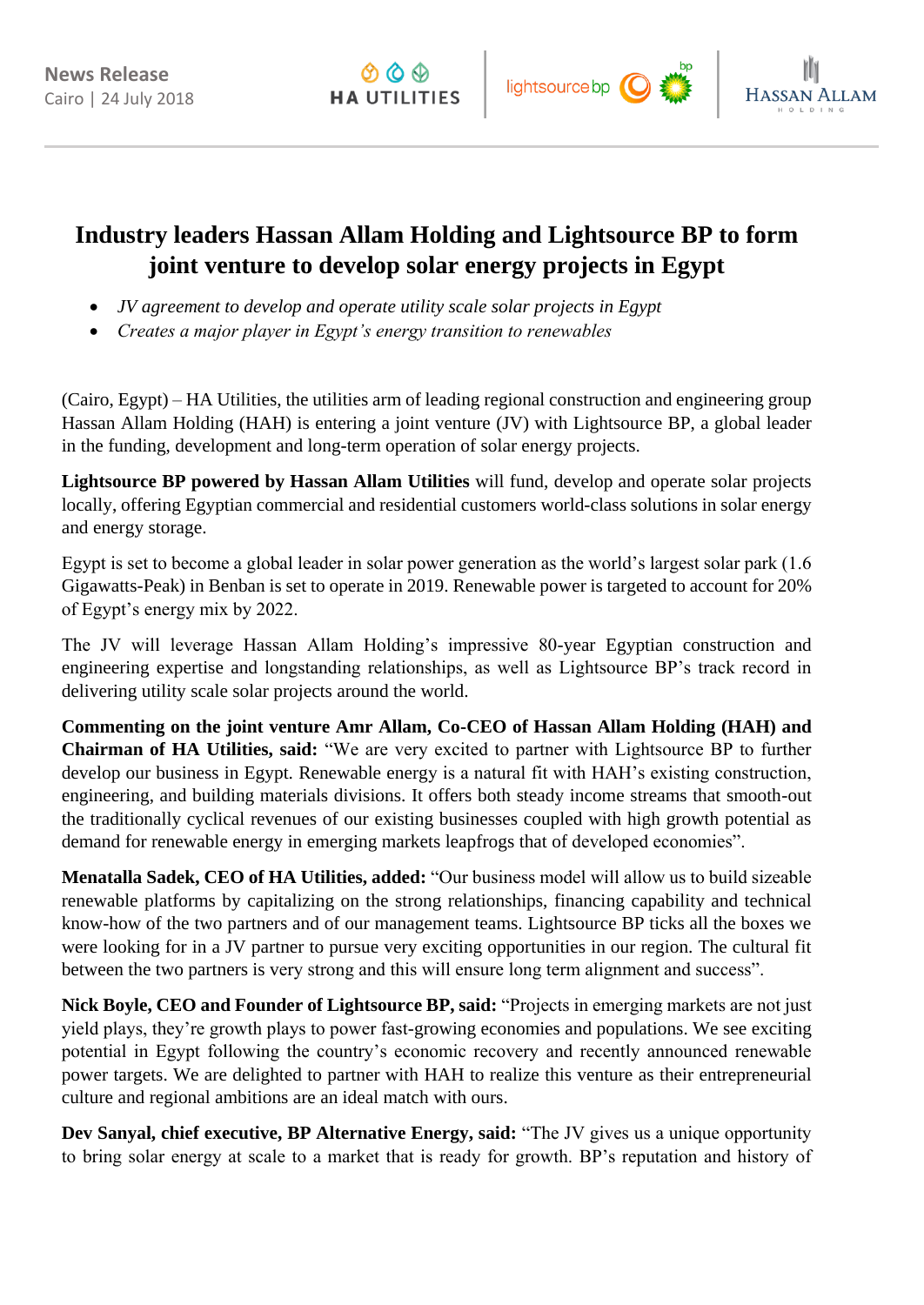News Release
Cairo | 24 July 2018

HA UTILITIES | lightsource bp | HASSAN ALLAM HOLDING

# Industry leaders Hassan Allam Holding and Lightsource BP to form joint venture to develop solar energy projects in Egypt

- *JV agreement to develop and operate utility scale solar projects in Egypt*
- *Creates a major player in Egypt's energy transition to renewables*

(Cairo, Egypt) – HA Utilities, the utilities arm of leading regional construction and engineering group Hassan Allam Holding (HAH) is entering a joint venture (JV) with Lightsource BP, a global leader in the funding, development and long-term operation of solar energy projects.

**Lightsource BP powered by Hassan Allam Utilities** will fund, develop and operate solar projects locally, offering Egyptian commercial and residential customers world-class solutions in solar energy and energy storage.

Egypt is set to become a global leader in solar power generation as the world's largest solar park (1.6 Gigawatts-Peak) in Benban is set to operate in 2019. Renewable power is targeted to account for 20% of Egypt's energy mix by 2022.

The JV will leverage Hassan Allam Holding's impressive 80-year Egyptian construction and engineering expertise and longstanding relationships, as well as Lightsource BP's track record in delivering utility scale solar projects around the world.

**Commenting on the joint venture Amr Allam, Co-CEO of Hassan Allam Holding (HAH) and Chairman of HA Utilities, said:** "We are very excited to partner with Lightsource BP to further develop our business in Egypt. Renewable energy is a natural fit with HAH's existing construction, engineering, and building materials divisions. It offers both steady income streams that smooth-out the traditionally cyclical revenues of our existing businesses coupled with high growth potential as demand for renewable energy in emerging markets leapfrogs that of developed economies".

**Menatalla Sadek, CEO of HA Utilities, added:** "Our business model will allow us to build sizeable renewable platforms by capitalizing on the strong relationships, financing capability and technical know-how of the two partners and of our management teams. Lightsource BP ticks all the boxes we were looking for in a JV partner to pursue very exciting opportunities in our region. The cultural fit between the two partners is very strong and this will ensure long term alignment and success".

**Nick Boyle, CEO and Founder of Lightsource BP, said:** "Projects in emerging markets are not just yield plays, they're growth plays to power fast-growing economies and populations. We see exciting potential in Egypt following the country's economic recovery and recently announced renewable power targets. We are delighted to partner with HAH to realize this venture as their entrepreneurial culture and regional ambitions are an ideal match with ours.

**Dev Sanyal, chief executive, BP Alternative Energy, said:** "The JV gives us a unique opportunity to bring solar energy at scale to a market that is ready for growth. BP's reputation and history of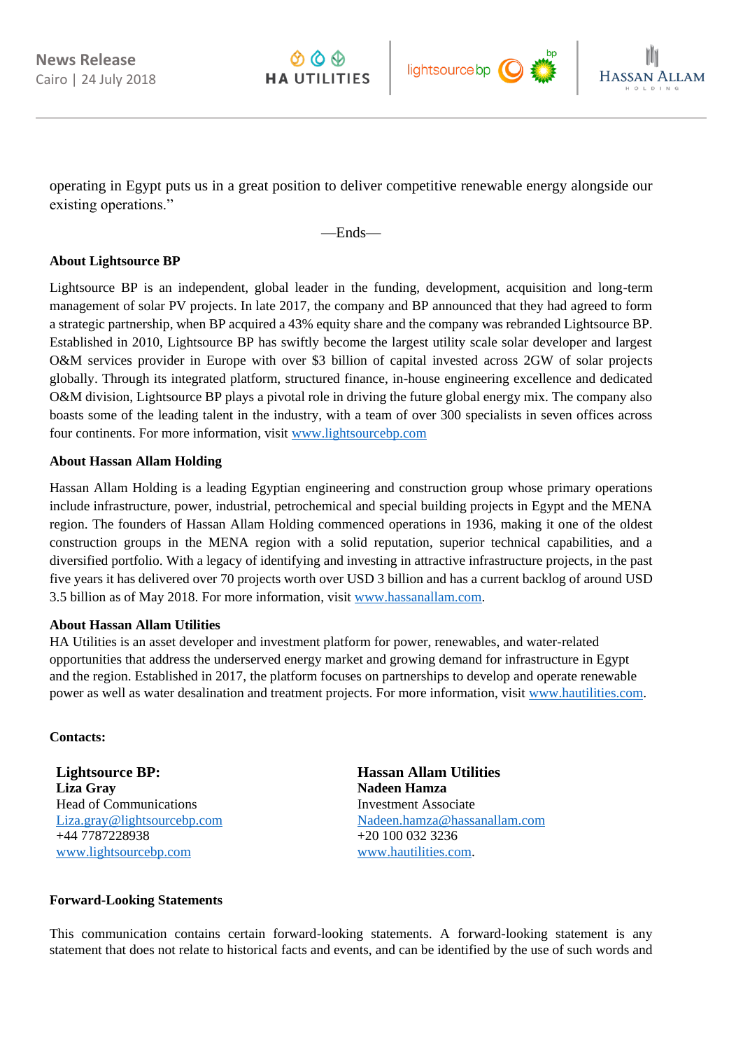operating in Egypt puts us in a great position to deliver competitive renewable energy alongside our existing operations."

—Ends—

**About Lightsource BP**

Lightsource BP is an independent, global leader in the funding, development, acquisition and long-term management of solar PV projects. In late 2017, the company and BP announced that they had agreed to form a strategic partnership, when BP acquired a 43% equity share and the company was rebranded Lightsource BP. Established in 2010, Lightsource BP has swiftly become the largest utility scale solar developer and largest O&M services provider in Europe with over $3 billion of capital invested across 2GW of solar projects globally. Through its integrated platform, structured finance, in-house engineering excellence and dedicated O&M division, Lightsource BP plays a pivotal role in driving the future global energy mix. The company also boasts some of the leading talent in the industry, with a team of over 300 specialists in seven offices across four continents. For more information, visit www.lightsourcebp.com

**About Hassan Allam Holding**

Hassan Allam Holding is a leading Egyptian engineering and construction group whose primary operations include infrastructure, power, industrial, petrochemical and special building projects in Egypt and the MENA region. The founders of Hassan Allam Holding commenced operations in 1936, making it one of the oldest construction groups in the MENA region with a solid reputation, superior technical capabilities, and a diversified portfolio. With a legacy of identifying and investing in attractive infrastructure projects, in the past five years it has delivered over 70 projects worth over USD 3 billion and has a current backlog of around USD 3.5 billion as of May 2018. For more information, visit www.hassanallam.com.

**About Hassan Allam Utilities**

HA Utilities is an asset developer and investment platform for power, renewables, and water-related opportunities that address the underserved energy market and growing demand for infrastructure in Egypt and the region. Established in 2017, the platform focuses on partnerships to develop and operate renewable power as well as water desalination and treatment projects. For more information, visit www.hautilities.com.

**Contacts:**

**Lightsource BP:**
**Liza Gray**
Head of Communications
Liza.gray@lightsourcebp.com
+44 7787228938
www.lightsourcebp.com

**Hassan Allam Utilities**
**Nadeen Hamza**
Investment Associate
Nadeen.hamza@hassanallam.com
+20 100 032 3236
www.hautilities.com.

**Forward-Looking Statements**

This communication contains certain forward-looking statements. A forward-looking statement is any statement that does not relate to historical facts and events, and can be identified by the use of such words and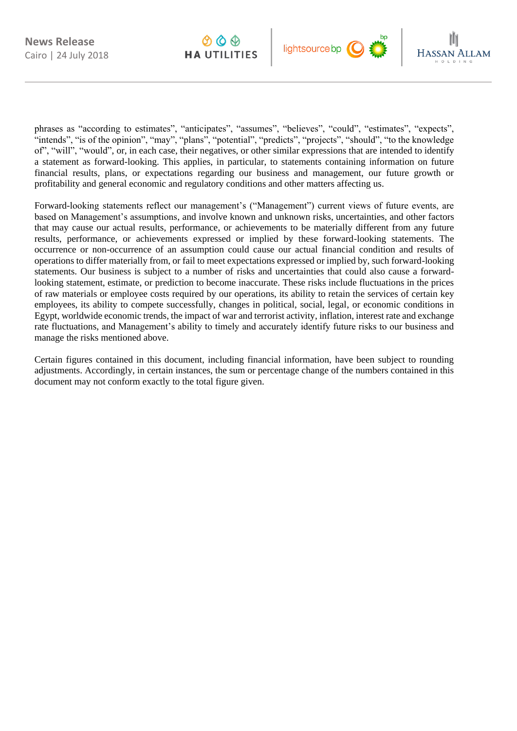phrases as "according to estimates", "anticipates", "assumes", "believes", "could", "estimates", "expects", "intends", "is of the opinion", "may", "plans", "potential", "predicts", "projects", "should", "to the knowledge of", "will", "would", or, in each case, their negatives, or other similar expressions that are intended to identify a statement as forward-looking. This applies, in particular, to statements containing information on future financial results, plans, or expectations regarding our business and management, our future growth or profitability and general economic and regulatory conditions and other matters affecting us.

Forward-looking statements reflect our management's ("Management") current views of future events, are based on Management's assumptions, and involve known and unknown risks, uncertainties, and other factors that may cause our actual results, performance, or achievements to be materially different from any future results, performance, or achievements expressed or implied by these forward-looking statements. The occurrence or non-occurrence of an assumption could cause our actual financial condition and results of operations to differ materially from, or fail to meet expectations expressed or implied by, such forward-looking statements. Our business is subject to a number of risks and uncertainties that could also cause a forward-looking statement, estimate, or prediction to become inaccurate. These risks include fluctuations in the prices of raw materials or employee costs required by our operations, its ability to retain the services of certain key employees, its ability to compete successfully, changes in political, social, legal, or economic conditions in Egypt, worldwide economic trends, the impact of war and terrorist activity, inflation, interest rate and exchange rate fluctuations, and Management's ability to timely and accurately identify future risks to our business and manage the risks mentioned above.

Certain figures contained in this document, including financial information, have been subject to rounding adjustments. Accordingly, in certain instances, the sum or percentage change of the numbers contained in this document may not conform exactly to the total figure given.